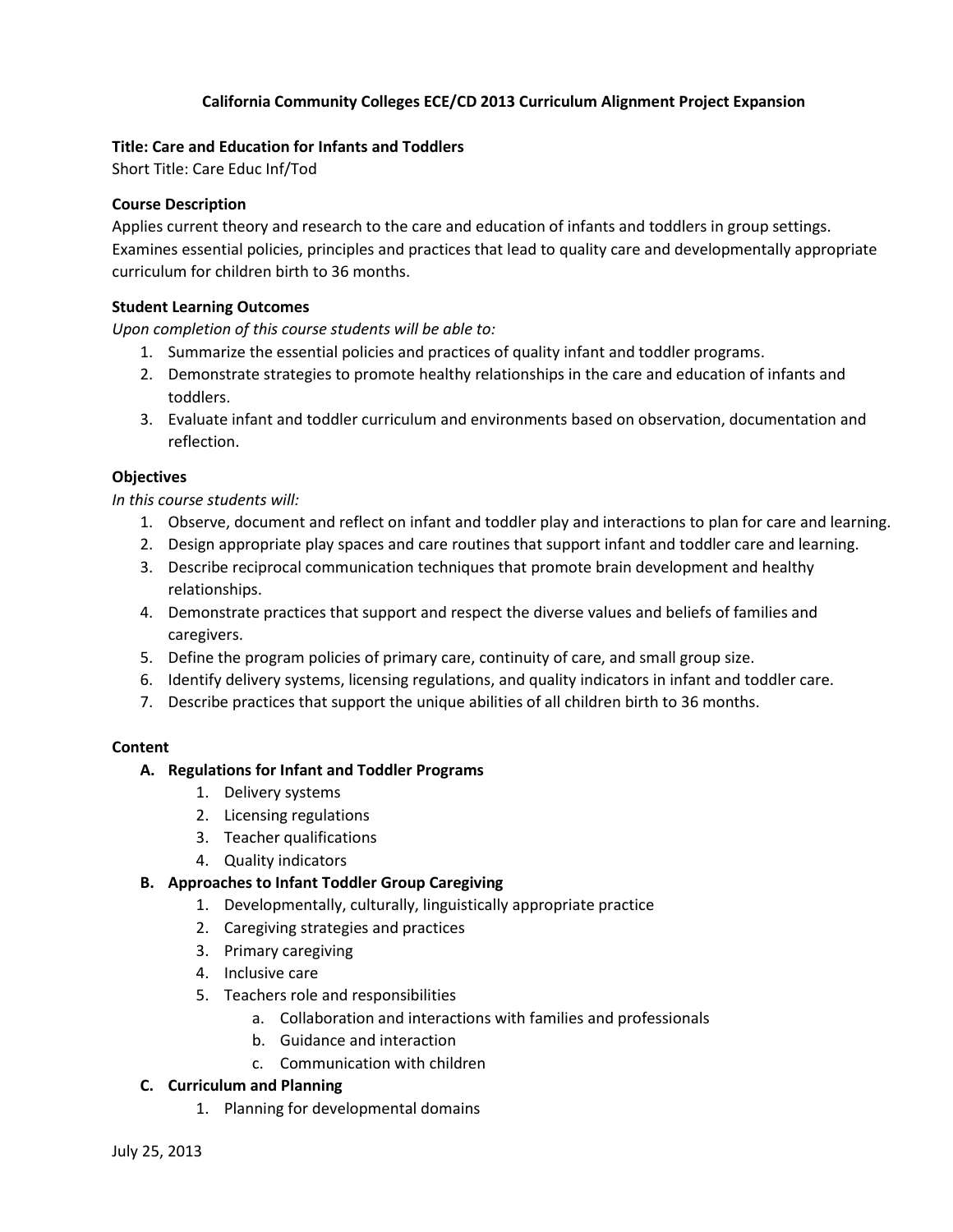# California Community Colleges ECE/CD 2013 Curriculum Alignment Project Expansion

**Title: Care and Education for Infants and Toddlers**

Short Title: Care Educ Inf/Tod

**Course Description**

Applies current theory and research to the care and education of infants and toddlers in group settings. Examines essential policies, principles and practices that lead to quality care and developmentally appropriate curriculum for children birth to 36 months.

**Student Learning Outcomes**

*Upon completion of this course students will be able to:*

1. Summarize the essential policies and practices of quality infant and toddler programs.
2. Demonstrate strategies to promote healthy relationships in the care and education of infants and toddlers.
3. Evaluate infant and toddler curriculum and environments based on observation, documentation and reflection.

**Objectives**

*In this course students will:*

1. Observe, document and reflect on infant and toddler play and interactions to plan for care and learning.
2. Design appropriate play spaces and care routines that support infant and toddler care and learning.
3. Describe reciprocal communication techniques that promote brain development and healthy relationships.
4. Demonstrate practices that support and respect the diverse values and beliefs of families and caregivers.
5. Define the program policies of primary care, continuity of care, and small group size.
6. Identify delivery systems, licensing regulations, and quality indicators in infant and toddler care.
7. Describe practices that support the unique abilities of all children birth to 36 months.

**Content**

- **A. Regulations for Infant and Toddler Programs**
  1. Delivery systems
  2. Licensing regulations
  3. Teacher qualifications
  4. Quality indicators
- **B. Approaches to Infant Toddler Group Caregiving**
  1. Developmentally, culturally, linguistically appropriate practice
  2. Caregiving strategies and practices
  3. Primary caregiving
  4. Inclusive care
  5. Teachers role and responsibilities
     - a. Collaboration and interactions with families and professionals
     - b. Guidance and interaction
     - c. Communication with children
- **C. Curriculum and Planning**
  1. Planning for developmental domains

July 25, 2013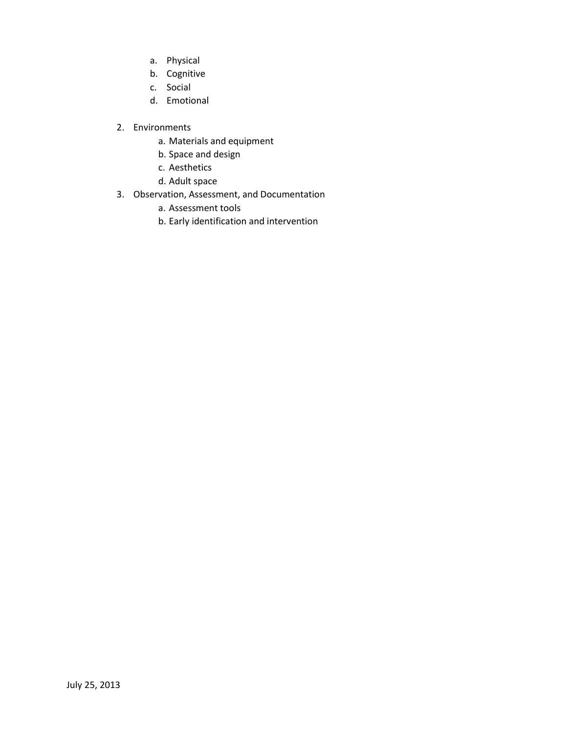a. Physical
   b. Cognitive
   c. Social
   d. Emotional

2. Environments
   a. Materials and equipment
   b. Space and design
   c. Aesthetics
   d. Adult space
3. Observation, Assessment, and Documentation
   a. Assessment tools
   b. Early identification and intervention

July 25, 2013